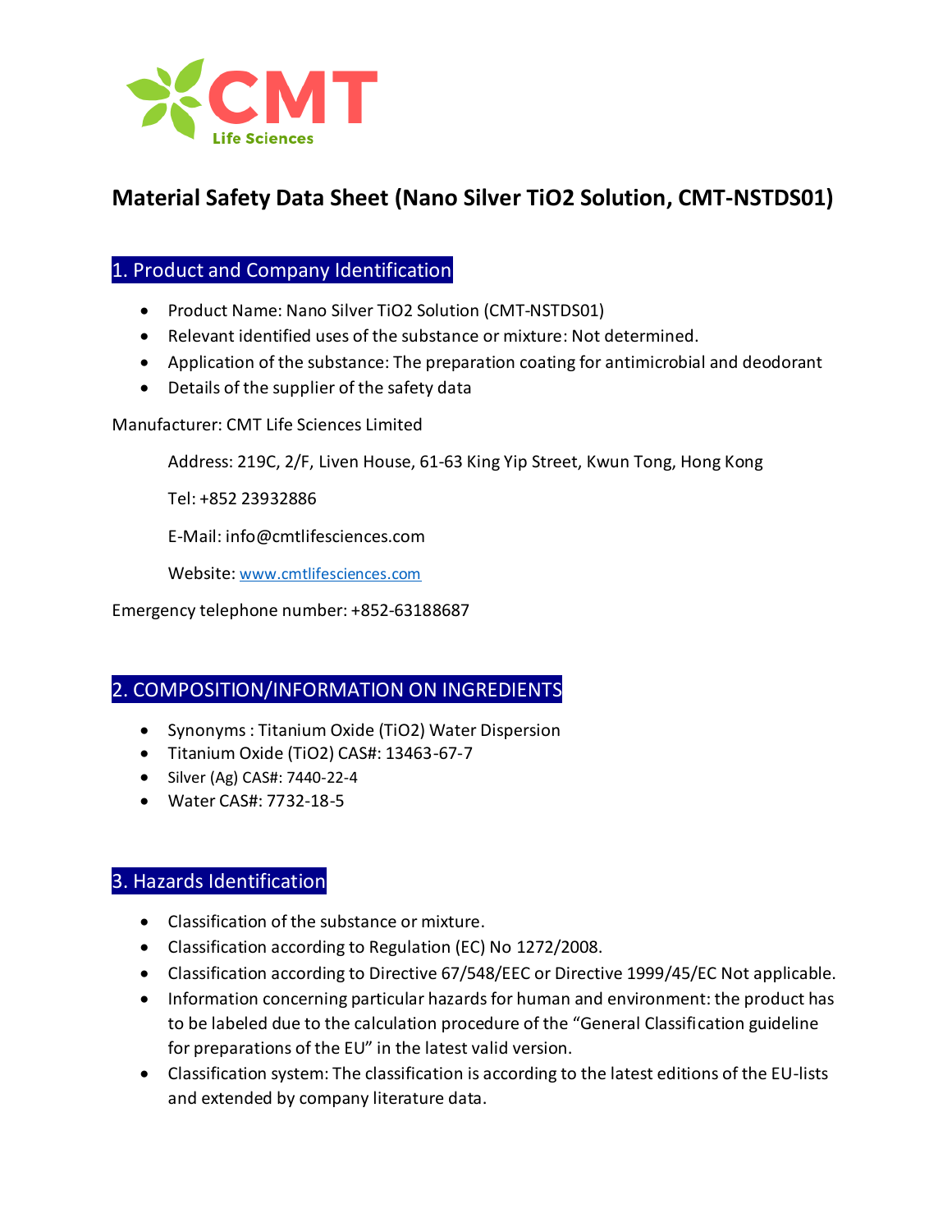CMT Life Sciences

# Material Safety Data Sheet (Nano Silver $TiO_2$ Solution, CMT-NSTDS01)

## 1. Product and Company Identification

- Product Name: Nano Silver $TiO_2$ Solution (CMT-NSTDS01)
- Relevant identified uses of the substance or mixture: Not determined.
- Application of the substance: The preparation coating for antimicrobial and deodorant
- Details of the supplier of the safety data

Manufacturer: CMT Life Sciences Limited

Address: 219C, 2/F, Liven House, 61-63 King Yip Street, Kwun Tong, Hong Kong

Tel: +852 23932886

E-Mail: info@cmtlifesciences.com

Website: www.cmtlifesciences.com

Emergency telephone number: +852-63188687

## 2. COMPOSITION/INFORMATION ON INGREDIENTS

- Synonyms : Titanium Oxide ($TiO_2$) Water Dispersion
- Titanium Oxide ($TiO_2$) CAS#: 13463-67-7
- Silver (Ag) CAS#: 7440-22-4
- Water CAS#: 7732-18-5

## 3. Hazards Identification

- Classification of the substance or mixture.
- Classification according to Regulation (EC) No 1272/2008.
- Classification according to Directive 67/548/EEC or Directive 1999/45/EC Not applicable.
- Information concerning particular hazards for human and environment: the product has to be labeled due to the calculation procedure of the "General Classification guideline for preparations of the EU" in the latest valid version.
- Classification system: The classification is according to the latest editions of the EU-lists and extended by company literature data.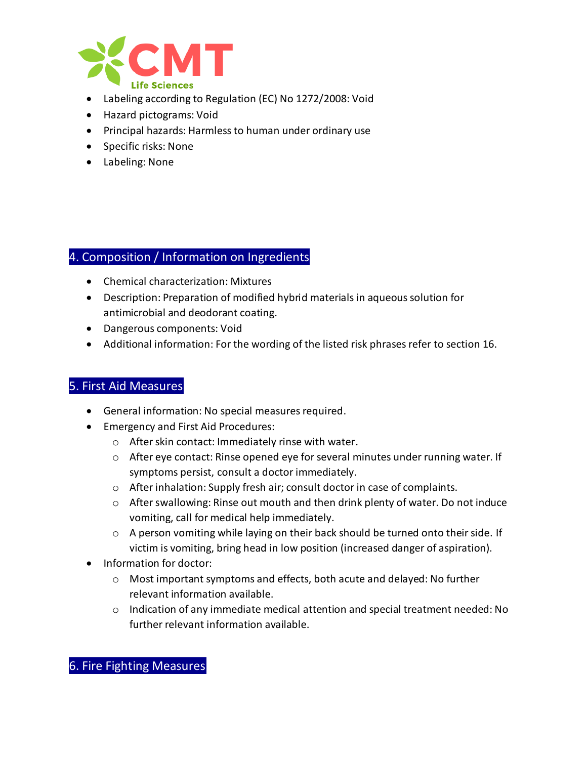- Labeling according to Regulation (EC) No 1272/2008: Void
- Hazard pictograms: Void
- Principal hazards: Harmless to human under ordinary use
- Specific risks: None
- Labeling: None

## 4. Composition / Information on Ingredients

- Chemical characterization: Mixtures
- Description: Preparation of modified hybrid materials in aqueous solution for antimicrobial and deodorant coating.
- Dangerous components: Void
- Additional information: For the wording of the listed risk phrases refer to section 16.

## 5. First Aid Measures

- General information: No special measures required.
- Emergency and First Aid Procedures:
  - After skin contact: Immediately rinse with water.
  - After eye contact: Rinse opened eye for several minutes under running water. If symptoms persist, consult a doctor immediately.
  - After inhalation: Supply fresh air; consult doctor in case of complaints.
  - After swallowing: Rinse out mouth and then drink plenty of water. Do not induce vomiting, call for medical help immediately.
  - A person vomiting while laying on their back should be turned onto their side. If victim is vomiting, bring head in low position (increased danger of aspiration).
- Information for doctor:
  - Most important symptoms and effects, both acute and delayed: No further relevant information available.
  - Indication of any immediate medical attention and special treatment needed: No further relevant information available.

## 6. Fire Fighting Measures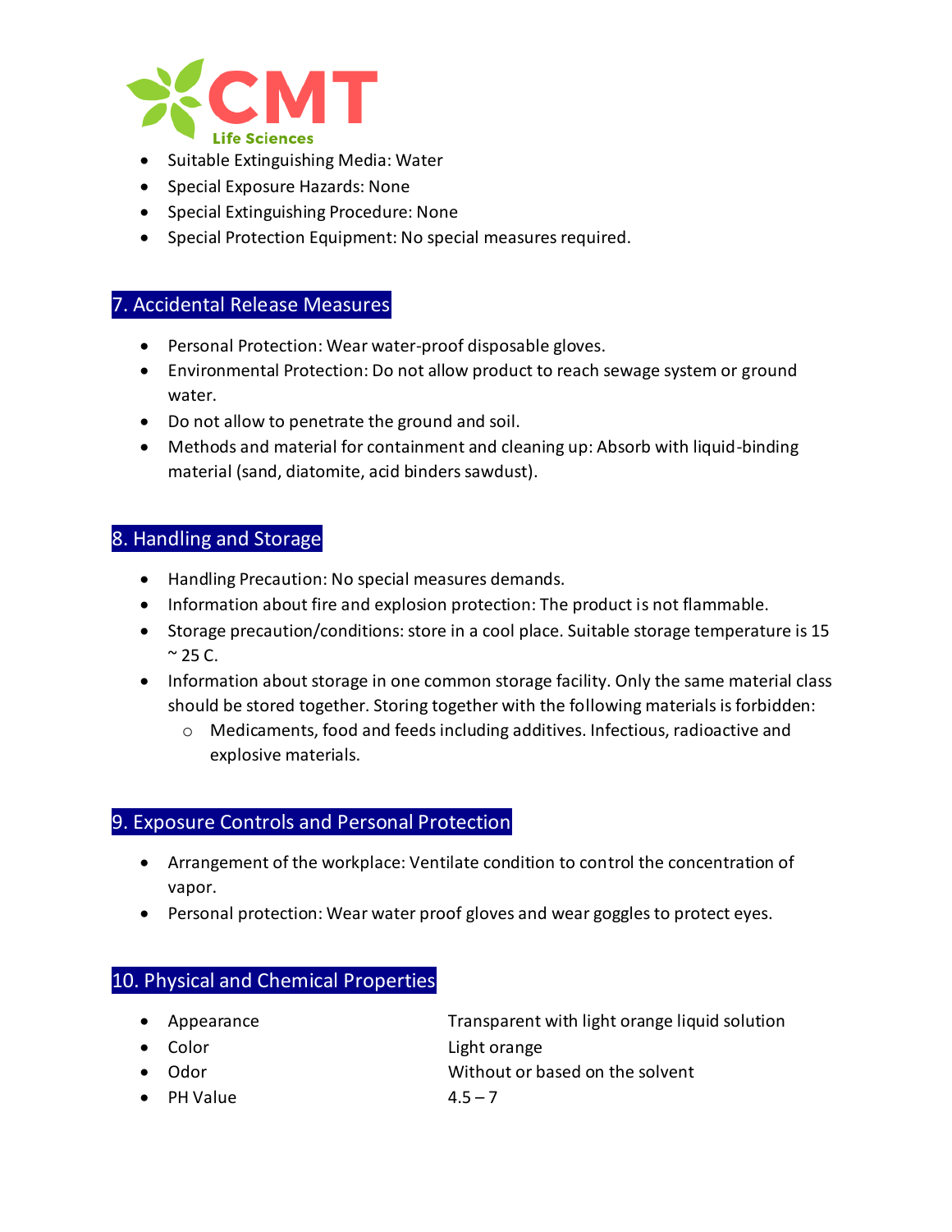- Suitable Extinguishing Media: Water
- Special Exposure Hazards: None
- Special Extinguishing Procedure: None
- Special Protection Equipment: No special measures required.

## 7. Accidental Release Measures

- Personal Protection: Wear water-proof disposable gloves.
- Environmental Protection: Do not allow product to reach sewage system or ground water.
- Do not allow to penetrate the ground and soil.
- Methods and material for containment and cleaning up: Absorb with liquid-binding material (sand, diatomite, acid binders sawdust).

## 8. Handling and Storage

- Handling Precaution: No special measures demands.
- Information about fire and explosion protection: The product is not flammable.
- Storage precaution/conditions: store in a cool place. Suitable storage temperature is 15 ~ 25 C.
- Information about storage in one common storage facility. Only the same material class should be stored together. Storing together with the following materials is forbidden:
  - Medicaments, food and feeds including additives. Infectious, radioactive and explosive materials.

## 9. Exposure Controls and Personal Protection

- Arrangement of the workplace: Ventilate condition to control the concentration of vapor.
- Personal protection: Wear water proof gloves and wear goggles to protect eyes.

## 10. Physical and Chemical Properties

- Appearance — Transparent with light orange liquid solution
- Color — Light orange
- Odor — Without or based on the solvent
- PH Value — 4.5 – 7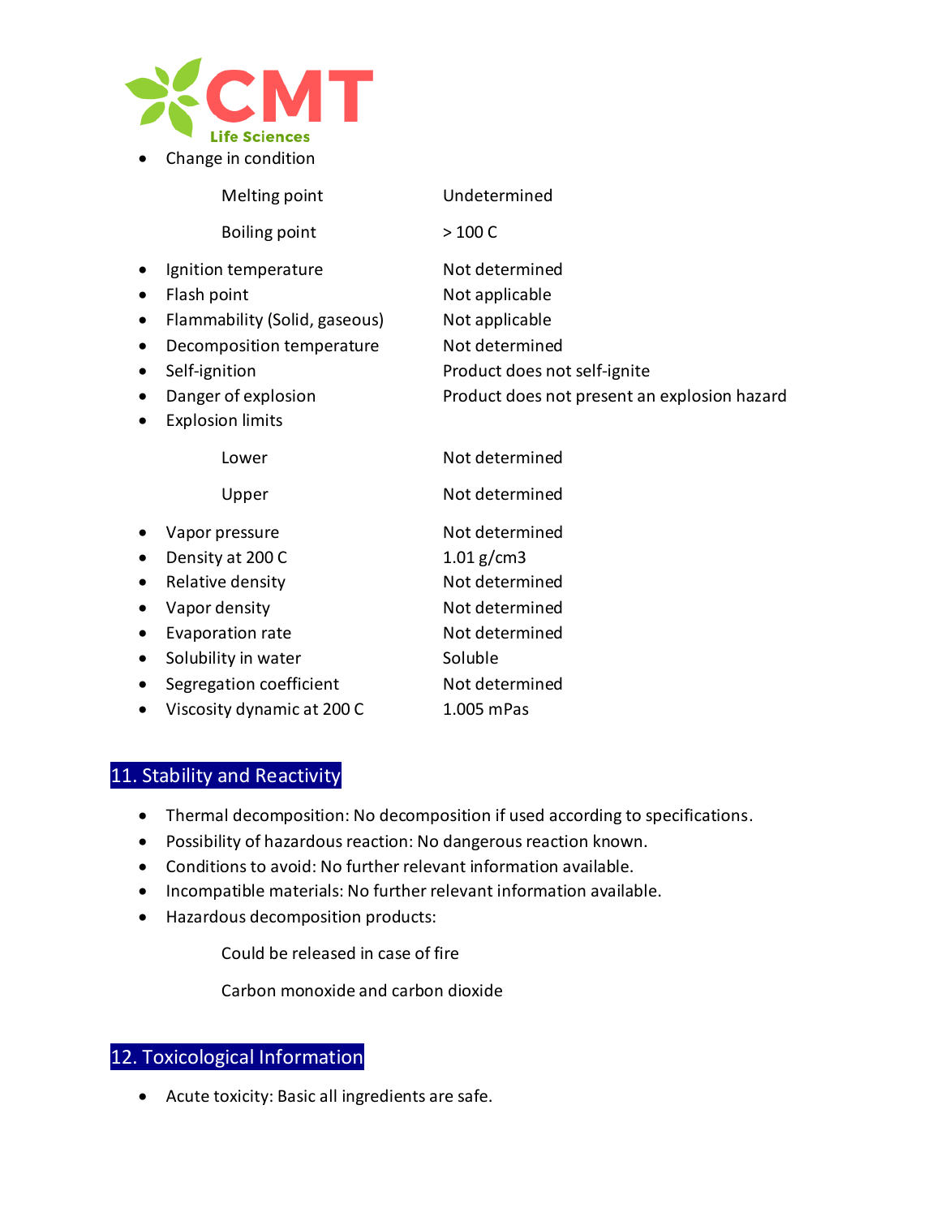- Change in condition

| | |
|---|---|
| Melting point | Undetermined |
| Boiling point | > 100 C |

- Ignition temperature — Not determined
- Flash point — Not applicable
- Flammability (Solid, gaseous) — Not applicable
- Decomposition temperature — Not determined
- Self-ignition — Product does not self-ignite
- Danger of explosion — Product does not present an explosion hazard
- Explosion limits

| | |
|---|---|
| Lower | Not determined |
| Upper | Not determined |

- Vapor pressure — Not determined
- Density at 200 C — 1.01 g/cm3
- Relative density — Not determined
- Vapor density — Not determined
- Evaporation rate — Not determined
- Solubility in water — Soluble
- Segregation coefficient — Not determined
- Viscosity dynamic at 200 C — 1.005 mPas

## 11. Stability and Reactivity

- Thermal decomposition: No decomposition if used according to specifications.
- Possibility of hazardous reaction: No dangerous reaction known.
- Conditions to avoid: No further relevant information available.
- Incompatible materials: No further relevant information available.
- Hazardous decomposition products:

  Could be released in case of fire

  Carbon monoxide and carbon dioxide

## 12. Toxicological Information

- Acute toxicity: Basic all ingredients are safe.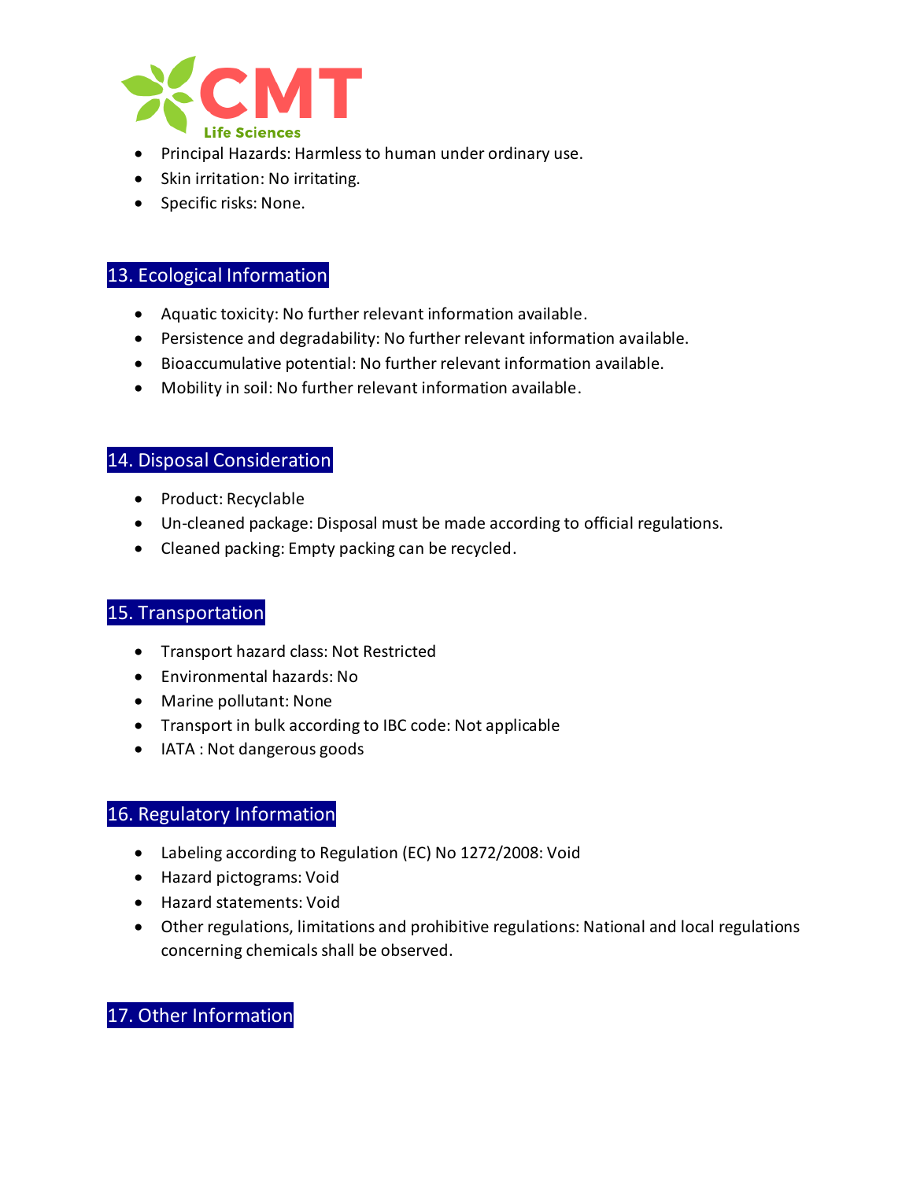- Principal Hazards: Harmless to human under ordinary use.
- Skin irritation: No irritating.
- Specific risks: None.

## 13. Ecological Information

- Aquatic toxicity: No further relevant information available.
- Persistence and degradability: No further relevant information available.
- Bioaccumulative potential: No further relevant information available.
- Mobility in soil: No further relevant information available.

## 14. Disposal Consideration

- Product: Recyclable
- Un-cleaned package: Disposal must be made according to official regulations.
- Cleaned packing: Empty packing can be recycled.

## 15. Transportation

- Transport hazard class: Not Restricted
- Environmental hazards: No
- Marine pollutant: None
- Transport in bulk according to IBC code: Not applicable
- IATA : Not dangerous goods

## 16. Regulatory Information

- Labeling according to Regulation (EC) No 1272/2008: Void
- Hazard pictograms: Void
- Hazard statements: Void
- Other regulations, limitations and prohibitive regulations: National and local regulations concerning chemicals shall be observed.

## 17. Other Information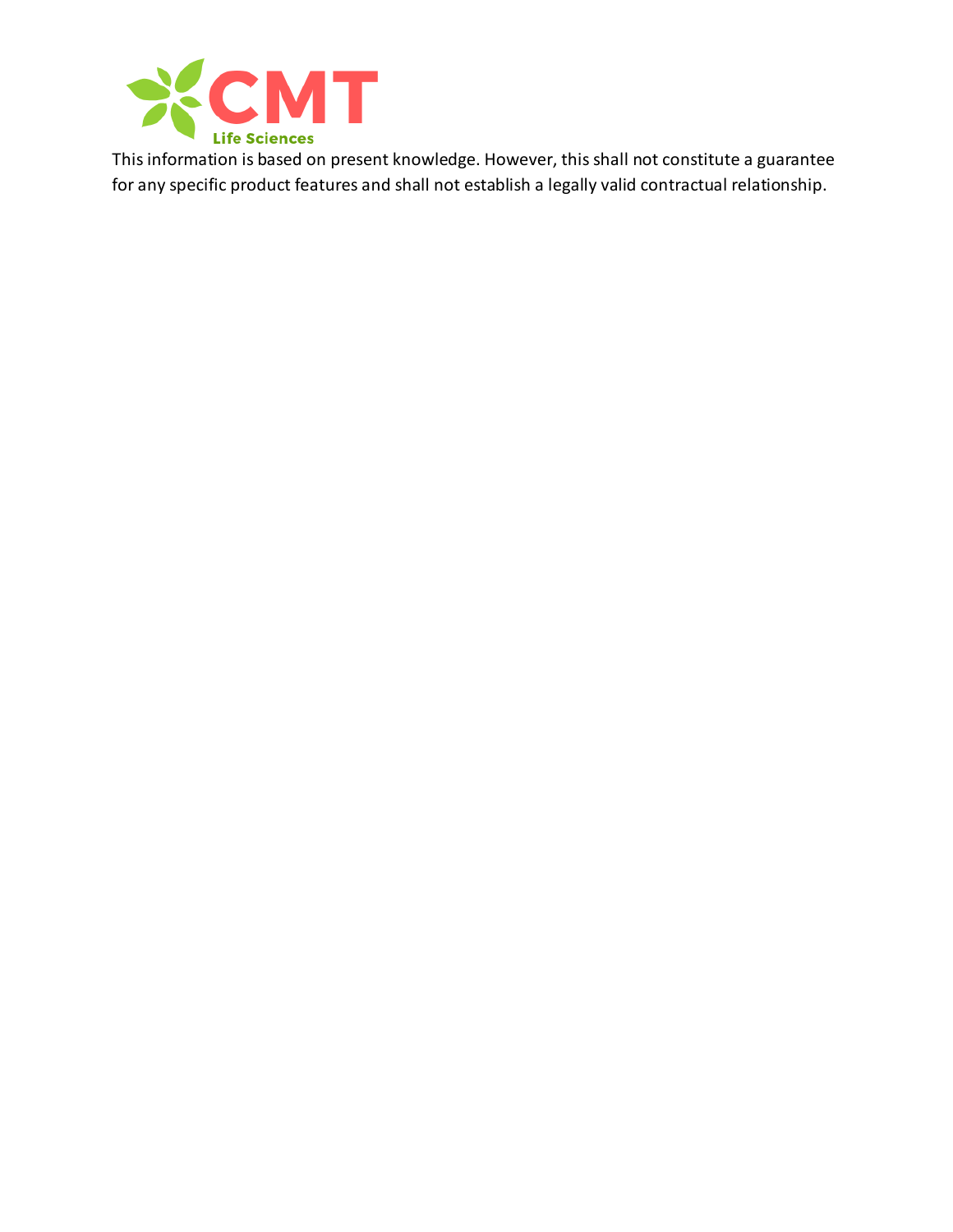This information is based on present knowledge. However, this shall not constitute a guarantee for any specific product features and shall not establish a legally valid contractual relationship.